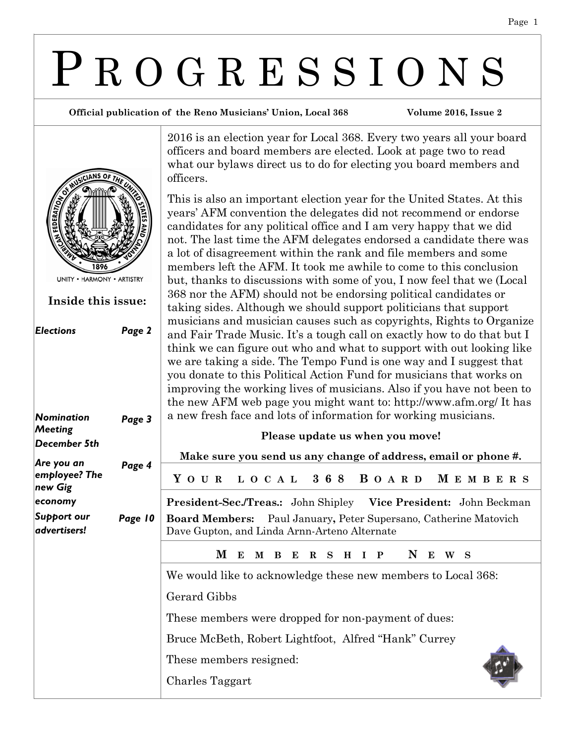# PROGRESSIONS

**Official publication of the Reno Musicians' Union, Local 368** **Volume 2016, Issue 2**

UNITY • HARMONY • ARTISTRY

**Inside this issue:**

| | |
|---|---|
| *Elections* | *Page 2* |
| *Nomination Meeting December 5th* | *Page 3* |
| *Are you an employee? The new Gig economy* | *Page 4* |
| *Support our advertisers!* | *Page 10* |

2016 is an election year for Local 368. Every two years all your board officers and board members are elected. Look at page two to read what our bylaws direct us to do for electing you board members and officers.

This is also an important election year for the United States. At this years' AFM convention the delegates did not recommend or endorse candidates for any political office and I am very happy that we did not. The last time the AFM delegates endorsed a candidate there was a lot of disagreement within the rank and file members and some members left the AFM. It took me awhile to come to this conclusion but, thanks to discussions with some of you, I now feel that we (Local 368 nor the AFM) should not be endorsing political candidates or taking sides. Although we should support politicians that support musicians and musician causes such as copyrights, Rights to Organize and Fair Trade Music. It's a tough call on exactly how to do that but I think we can figure out who and what to support with out looking like we are taking a side. The Tempo Fund is one way and I suggest that you donate to this Political Action Fund for musicians that works on improving the working lives of musicians. Also if you have not been to the new AFM web page you might want to: http://www.afm.org/ It has a new fresh face and lots of information for working musicians.

**Please update us when you move!**

**Make sure you send us any change of address, email or phone #.**

## YOUR LOCAL 368 BOARD MEMBERS

**President-Sec./Treas.:** John Shipley **Vice President:** John Beckman

**Board Members:** Paul January**,** Peter Supersano, Catherine Matovich Dave Gupton, and Linda Arnn-Arteno Alternate

## MEMBERSHIP NEWS

We would like to acknowledge these new members to Local 368:

Gerard Gibbs

These members were dropped for non-payment of dues:

Bruce McBeth, Robert Lightfoot, Alfred "Hank" Currey

These members resigned:

Charles Taggart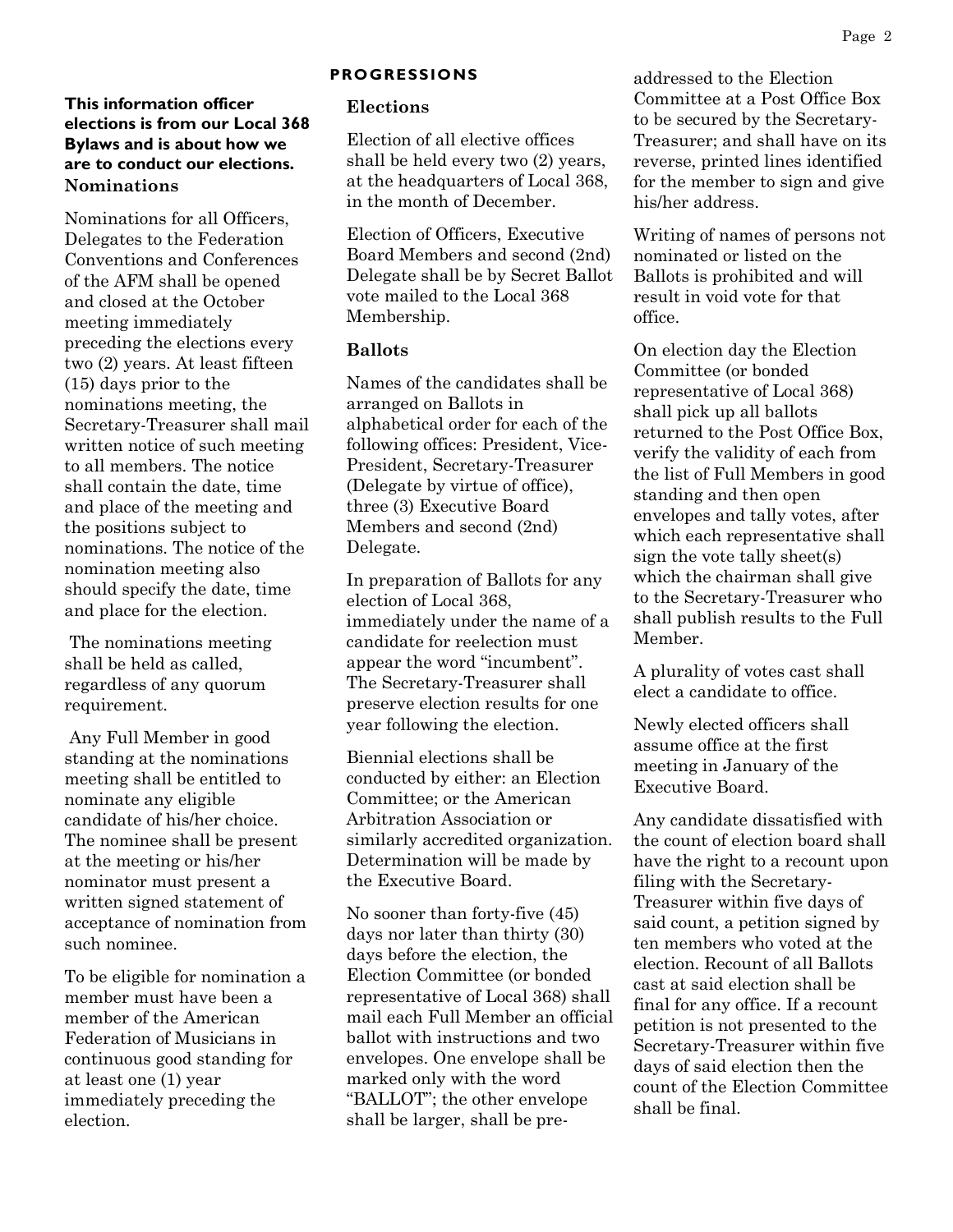**This information officer elections is from our Local 368 Bylaws and is about how we are to conduct our elections.**

### Nominations

Nominations for all Officers, Delegates to the Federation Conventions and Conferences of the AFM shall be opened and closed at the October meeting immediately preceding the elections every two (2) years. At least fifteen (15) days prior to the nominations meeting, the Secretary-Treasurer shall mail written notice of such meeting to all members. The notice shall contain the date, time and place of the meeting and the positions subject to nominations. The notice of the nomination meeting also should specify the date, time and place for the election.

The nominations meeting shall be held as called, regardless of any quorum requirement.

Any Full Member in good standing at the nominations meeting shall be entitled to nominate any eligible candidate of his/her choice. The nominee shall be present at the meeting or his/her nominator must present a written signed statement of acceptance of nomination from such nominee.

To be eligible for nomination a member must have been a member of the American Federation of Musicians in continuous good standing for at least one (1) year immediately preceding the election.

## PROGRESSIONS

### Elections

Election of all elective offices shall be held every two (2) years, at the headquarters of Local 368, in the month of December.

Election of Officers, Executive Board Members and second (2nd) Delegate shall be by Secret Ballot vote mailed to the Local 368 Membership.

### Ballots

Names of the candidates shall be arranged on Ballots in alphabetical order for each of the following offices: President, Vice-President, Secretary-Treasurer (Delegate by virtue of office), three (3) Executive Board Members and second (2nd) Delegate.

In preparation of Ballots for any election of Local 368, immediately under the name of a candidate for reelection must appear the word "incumbent". The Secretary-Treasurer shall preserve election results for one year following the election.

Biennial elections shall be conducted by either: an Election Committee; or the American Arbitration Association or similarly accredited organization. Determination will be made by the Executive Board.

No sooner than forty-five (45) days nor later than thirty (30) days before the election, the Election Committee (or bonded representative of Local 368) shall mail each Full Member an official ballot with instructions and two envelopes. One envelope shall be marked only with the word "BALLOT"; the other envelope shall be larger, shall be pre-addressed to the Election Committee at a Post Office Box to be secured by the Secretary-Treasurer; and shall have on its reverse, printed lines identified for the member to sign and give his/her address.

Writing of names of persons not nominated or listed on the Ballots is prohibited and will result in void vote for that office.

On election day the Election Committee (or bonded representative of Local 368) shall pick up all ballots returned to the Post Office Box, verify the validity of each from the list of Full Members in good standing and then open envelopes and tally votes, after which each representative shall sign the vote tally sheet(s) which the chairman shall give to the Secretary-Treasurer who shall publish results to the Full Member.

A plurality of votes cast shall elect a candidate to office.

Newly elected officers shall assume office at the first meeting in January of the Executive Board.

Any candidate dissatisfied with the count of election board shall have the right to a recount upon filing with the Secretary-Treasurer within five days of said count, a petition signed by ten members who voted at the election. Recount of all Ballots cast at said election shall be final for any office. If a recount petition is not presented to the Secretary-Treasurer within five days of said election then the count of the Election Committee shall be final.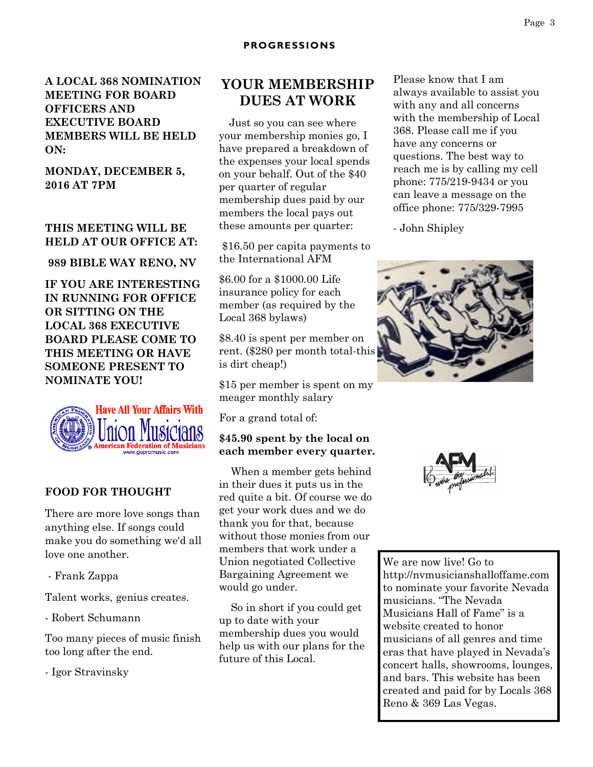**A LOCAL 368 NOMINATION MEETING FOR BOARD OFFICERS AND EXECUTIVE BOARD MEMBERS WILL BE HELD ON:**

**MONDAY, DECEMBER 5, 2016 AT 7PM**

**THIS MEETING WILL BE HELD AT OUR OFFICE AT:**

**989 BIBLE WAY RENO, NV**

**IF YOU ARE INTERESTING IN RUNNING FOR OFFICE OR SITTING ON THE LOCAL 368 EXECUTIVE BOARD PLEASE COME TO THIS MEETING OR HAVE SOMEONE PRESENT TO NOMINATE YOU!**

Have All Your Affairs With Union Musicians
American Federation of Musicians
www.gopromusic.com

## FOOD FOR THOUGHT

There are more love songs than anything else. If songs could make you do something we'd all love one another.

- Frank Zappa

Talent works, genius creates.

- Robert Schumann

Too many pieces of music finish too long after the end.

- Igor Stravinsky

## YOUR MEMBERSHIP DUES AT WORK

Just so you can see where your membership monies go, I have prepared a breakdown of the expenses your local spends on your behalf. Out of the $40 per quarter of regular membership dues paid by our members the local pays out these amounts per quarter:

$16.50 per capita payments to the International AFM

$6.00 for a $1000.00 Life insurance policy for each member (as required by the Local 368 bylaws)

$8.40 is spent per member on rent. ($280 per month total-this is dirt cheap!)

$15 per member is spent on my meager monthly salary

For a grand total of:

**$45.90 spent by the local on each member every quarter.**

When a member gets behind in their dues it puts us in the red quite a bit. Of course we do get your work dues and we do thank you for that, because without those monies from our members that work under a Union negotiated Collective Bargaining Agreement we would go under.

So in short if you could get up to date with your membership dues you would help us with our plans for the future of this Local.

Please know that I am always available to assist you with any and all concerns with the membership of Local 368. Please call me if you have any concerns or questions. The best way to reach me is by calling my cell phone: 775/219-9434 or you can leave a message on the office phone: 775/329-7995

- John Shipley

We are now live! Go to http://nvmusicianshalloffame.com to nominate your favorite Nevada musicians. "The Nevada Musicians Hall of Fame" is a website created to honor musicians of all genres and time eras that have played in Nevada's concert halls, showrooms, lounges, and bars. This website has been created and paid for by Locals 368 Reno & 369 Las Vegas.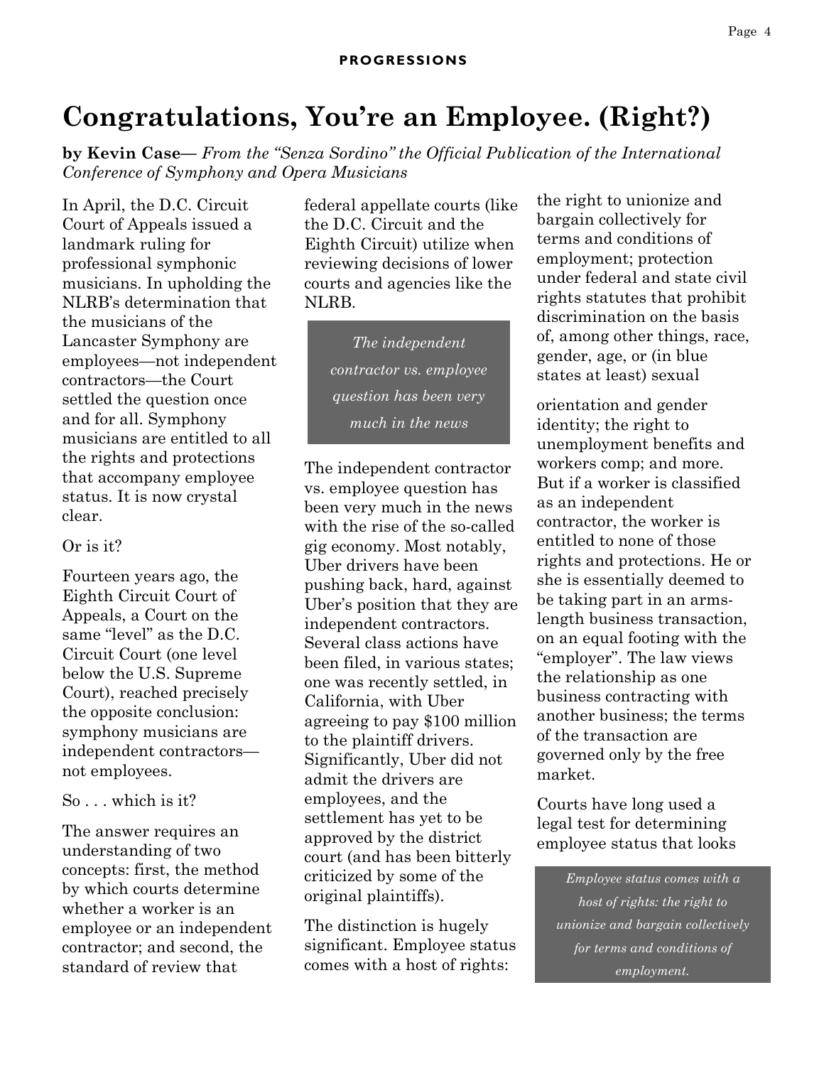# Congratulations, You're an Employee. (Right?)

**by Kevin Case**— *From the "Senza Sordino" the Official Publication of the International Conference of Symphony and Opera Musicians*

In April, the D.C. Circuit Court of Appeals issued a landmark ruling for professional symphonic musicians. In upholding the NLRB's determination that the musicians of the Lancaster Symphony are employees—not independent contractors—the Court settled the question once and for all. Symphony musicians are entitled to all the rights and protections that accompany employee status. It is now crystal clear.

Or is it?

Fourteen years ago, the Eighth Circuit Court of Appeals, a Court on the same "level" as the D.C. Circuit Court (one level below the U.S. Supreme Court), reached precisely the opposite conclusion: symphony musicians are independent contractors—not employees.

So . . . which is it?

The answer requires an understanding of two concepts: first, the method by which courts determine whether a worker is an employee or an independent contractor; and second, the standard of review that federal appellate courts (like the D.C. Circuit and the Eighth Circuit) utilize when reviewing decisions of lower courts and agencies like the NLRB.

> *The independent contractor vs. employee question has been very much in the news*

The independent contractor vs. employee question has been very much in the news with the rise of the so-called gig economy. Most notably, Uber drivers have been pushing back, hard, against Uber's position that they are independent contractors. Several class actions have been filed, in various states; one was recently settled, in California, with Uber agreeing to pay $100 million to the plaintiff drivers. Significantly, Uber did not admit the drivers are employees, and the settlement has yet to be approved by the district court (and has been bitterly criticized by some of the original plaintiffs).

The distinction is hugely significant. Employee status comes with a host of rights: the right to unionize and bargain collectively for terms and conditions of employment; protection under federal and state civil rights statutes that prohibit discrimination on the basis of, among other things, race, gender, age, or (in blue states at least) sexual orientation and gender identity; the right to unemployment benefits and workers comp; and more. But if a worker is classified as an independent contractor, the worker is entitled to none of those rights and protections. He or she is essentially deemed to be taking part in an arms-length business transaction, on an equal footing with the "employer". The law views the relationship as one business contracting with another business; the terms of the transaction are governed only by the free market.

Courts have long used a legal test for determining employee status that looks

> *Employee status comes with a host of rights: the right to unionize and bargain collectively for terms and conditions of employment.*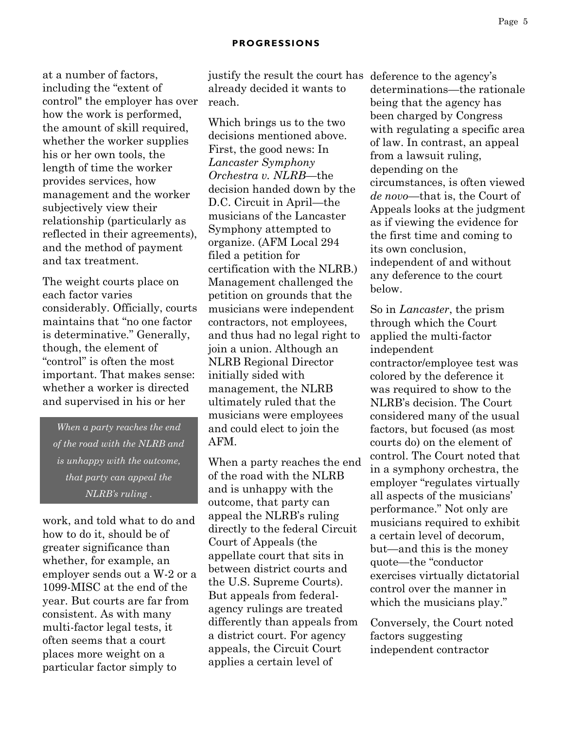at a number of factors, including the "extent of control" the employer has over how the work is performed, the amount of skill required, whether the worker supplies his or her own tools, the length of time the worker provides services, how management and the worker subjectively view their relationship (particularly as reflected in their agreements), and the method of payment and tax treatment.

The weight courts place on each factor varies considerably. Officially, courts maintains that "no one factor is determinative." Generally, though, the element of "control" is often the most important. That makes sense: whether a worker is directed and supervised in his or her work, and told what to do and how to do it, should be of greater significance than whether, for example, an employer sends out a W-2 or a 1099-MISC at the end of the year. But courts are far from consistent. As with many multi-factor legal tests, it often seems that a court places more weight on a particular factor simply to justify the result the court has already decided it wants to reach.

*When a party reaches the end of the road with the NLRB and is unhappy with the outcome, that party can appeal the NLRB's ruling .*

Which brings us to the two decisions mentioned above. First, the good news: In *Lancaster Symphony Orchestra v. NLRB*—the decision handed down by the D.C. Circuit in April—the musicians of the Lancaster Symphony attempted to organize. (AFM Local 294 filed a petition for certification with the NLRB.) Management challenged the petition on grounds that the musicians were independent contractors, not employees, and thus had no legal right to join a union. Although an NLRB Regional Director initially sided with management, the NLRB ultimately ruled that the musicians were employees and could elect to join the AFM.

When a party reaches the end of the road with the NLRB and is unhappy with the outcome, that party can appeal the NLRB's ruling directly to the federal Circuit Court of Appeals (the appellate court that sits in between district courts and the U.S. Supreme Courts). But appeals from federal-agency rulings are treated differently than appeals from a district court. For agency appeals, the Circuit Court applies a certain level of deference to the agency's determinations—the rationale being that the agency has been charged by Congress with regulating a specific area of law. In contrast, an appeal from a lawsuit ruling, depending on the circumstances, is often viewed *de novo*—that is, the Court of Appeals looks at the judgment as if viewing the evidence for the first time and coming to its own conclusion, independent of and without any deference to the court below.

So in *Lancaster*, the prism through which the Court applied the multi-factor independent contractor/employee test was colored by the deference it was required to show to the NLRB's decision. The Court considered many of the usual factors, but focused (as most courts do) on the element of control. The Court noted that in a symphony orchestra, the employer "regulates virtually all aspects of the musicians' performance." Not only are musicians required to exhibit a certain level of decorum, but—and this is the money quote—the "conductor exercises virtually dictatorial control over the manner in which the musicians play."

Conversely, the Court noted factors suggesting independent contractor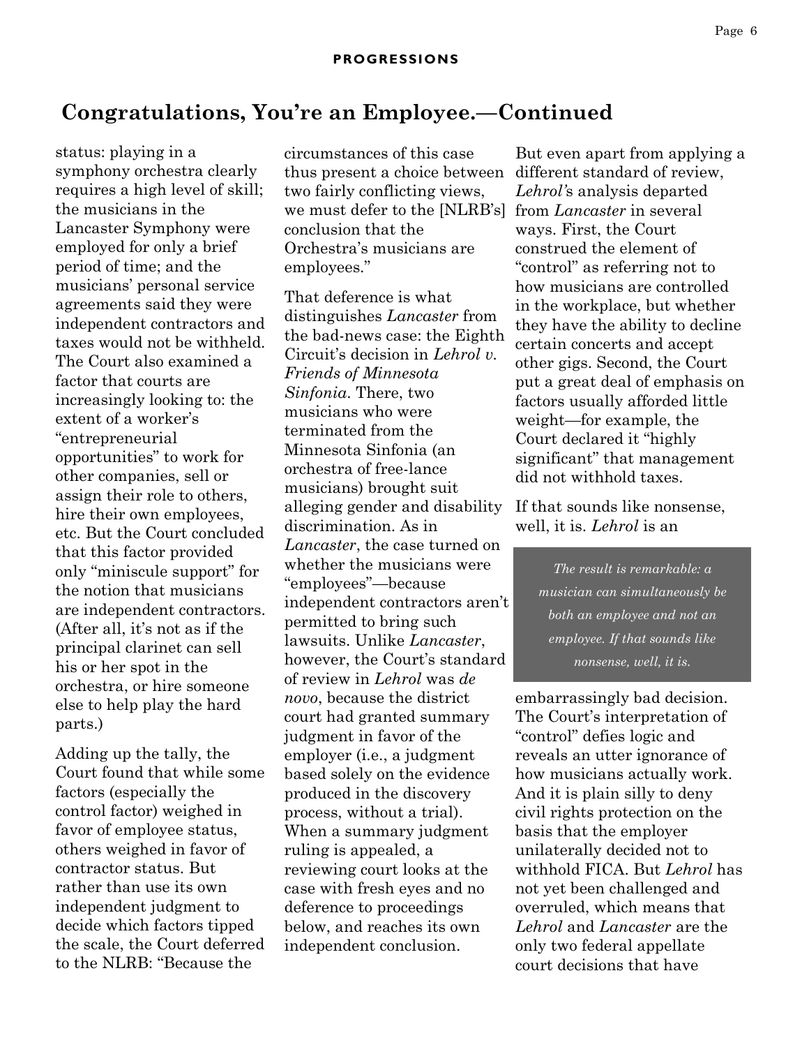## Congratulations, You're an Employee.—Continued

status: playing in a symphony orchestra clearly requires a high level of skill; the musicians in the Lancaster Symphony were employed for only a brief period of time; and the musicians' personal service agreements said they were independent contractors and taxes would not be withheld. The Court also examined a factor that courts are increasingly looking to: the extent of a worker's "entrepreneurial opportunities" to work for other companies, sell or assign their role to others, hire their own employees, etc. But the Court concluded that this factor provided only "miniscule support" for the notion that musicians are independent contractors. (After all, it's not as if the principal clarinet can sell his or her spot in the orchestra, or hire someone else to help play the hard parts.)

Adding up the tally, the Court found that while some factors (especially the control factor) weighed in favor of employee status, others weighed in favor of contractor status. But rather than use its own independent judgment to decide which factors tipped the scale, the Court deferred to the NLRB: "Because the circumstances of this case thus present a choice between two fairly conflicting views, we must defer to the [NLRB's] conclusion that the Orchestra's musicians are employees."

That deference is what distinguishes *Lancaster* from the bad-news case: the Eighth Circuit's decision in *Lehrol v. Friends of Minnesota Sinfonia*. There, two musicians who were terminated from the Minnesota Sinfonia (an orchestra of free-lance musicians) brought suit alleging gender and disability discrimination. As in *Lancaster*, the case turned on whether the musicians were "employees"—because independent contractors aren't permitted to bring such lawsuits. Unlike *Lancaster*, however, the Court's standard of review in *Lehrol* was *de novo*, because the district court had granted summary judgment in favor of the employer (i.e., a judgment based solely on the evidence produced in the discovery process, without a trial). When a summary judgment ruling is appealed, a reviewing court looks at the case with fresh eyes and no deference to proceedings below, and reaches its own independent conclusion.

But even apart from applying a different standard of review, *Lehrol's* analysis departed from *Lancaster* in several ways. First, the Court construed the element of "control" as referring not to how musicians are controlled in the workplace, but whether they have the ability to decline certain concerts and accept other gigs. Second, the Court put a great deal of emphasis on factors usually afforded little weight—for example, the Court declared it "highly significant" that management did not withhold taxes.

> *The result is remarkable: a musician can simultaneously be both an employee and not an employee. If that sounds like nonsense, well, it is.*

If that sounds like nonsense, well, it is. *Lehrol* is an embarrassingly bad decision. The Court's interpretation of "control" defies logic and reveals an utter ignorance of how musicians actually work. And it is plain silly to deny civil rights protection on the basis that the employer unilaterally decided not to withhold FICA. But *Lehrol* has not yet been challenged and overruled, which means that *Lehrol* and *Lancaster* are the only two federal appellate court decisions that have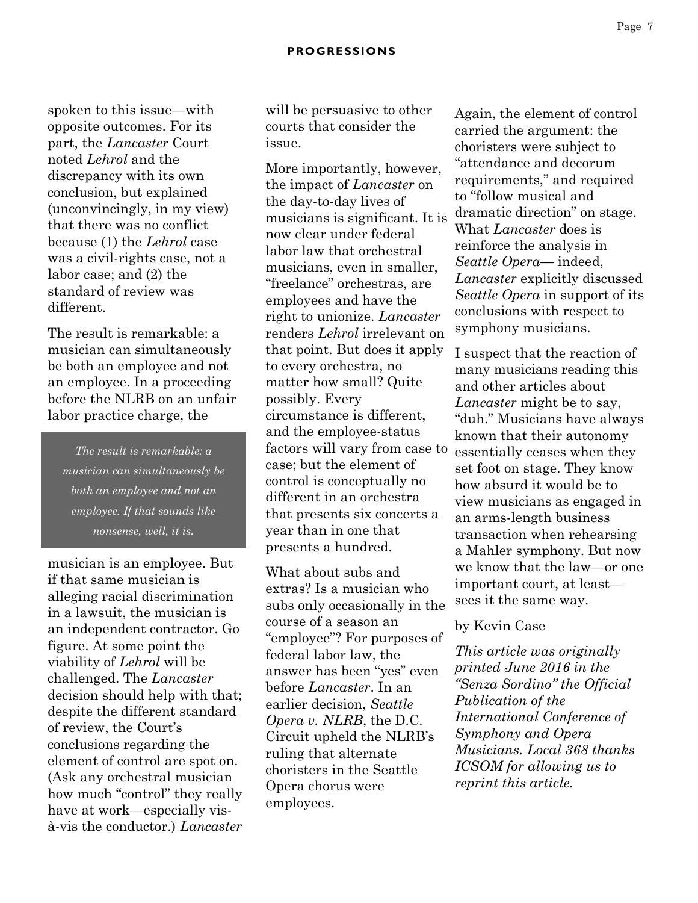spoken to this issue—with opposite outcomes. For its part, the *Lancaster* Court noted *Lehrol* and the discrepancy with its own conclusion, but explained (unconvincingly, in my view) that there was no conflict because (1) the *Lehrol* case was a civil-rights case, not a labor case; and (2) the standard of review was different.

The result is remarkable: a musician can simultaneously be both an employee and not an employee. In a proceeding before the NLRB on an unfair labor practice charge, the musician is an employee. But if that same musician is alleging racial discrimination in a lawsuit, the musician is an independent contractor. Go figure. At some point the viability of *Lehrol* will be challenged. The *Lancaster* decision should help with that; despite the different standard of review, the Court's conclusions regarding the element of control are spot on. (Ask any orchestral musician how much "control" they really have at work—especially vis-à-vis the conductor.) *Lancaster* will be persuasive to other courts that consider the issue.

> *The result is remarkable: a musician can simultaneously be both an employee and not an employee. If that sounds like nonsense, well, it is.*

More importantly, however, the impact of *Lancaster* on the day-to-day lives of musicians is significant. It is now clear under federal labor law that orchestral musicians, even in smaller, "freelance" orchestras, are employees and have the right to unionize. *Lancaster* renders *Lehrol* irrelevant on that point. But does it apply to every orchestra, no matter how small? Quite possibly. Every circumstance is different, and the employee-status factors will vary from case to case; but the element of control is conceptually no different in an orchestra that presents six concerts a year than in one that presents a hundred.

What about subs and extras? Is a musician who subs only occasionally in the course of a season an "employee"? For purposes of federal labor law, the answer has been "yes" even before *Lancaster*. In an earlier decision, *Seattle Opera v. NLRB*, the D.C. Circuit upheld the NLRB's ruling that alternate choristers in the Seattle Opera chorus were employees. Again, the element of control carried the argument: the choristers were subject to "attendance and decorum requirements," and required to "follow musical and dramatic direction" on stage. What *Lancaster* does is reinforce the analysis in *Seattle Opera*— indeed, *Lancaster* explicitly discussed *Seattle Opera* in support of its conclusions with respect to symphony musicians.

I suspect that the reaction of many musicians reading this and other articles about *Lancaster* might be to say, "duh." Musicians have always known that their autonomy essentially ceases when they set foot on stage. They know how absurd it would be to view musicians as engaged in an arms-length business transaction when rehearsing a Mahler symphony. But now we know that the law—or one important court, at least—sees it the same way.

by Kevin Case

*This article was originally printed June 2016 in the "Senza Sordino" the Official Publication of the International Conference of Symphony and Opera Musicians. Local 368 thanks ICSOM for allowing us to reprint this article.*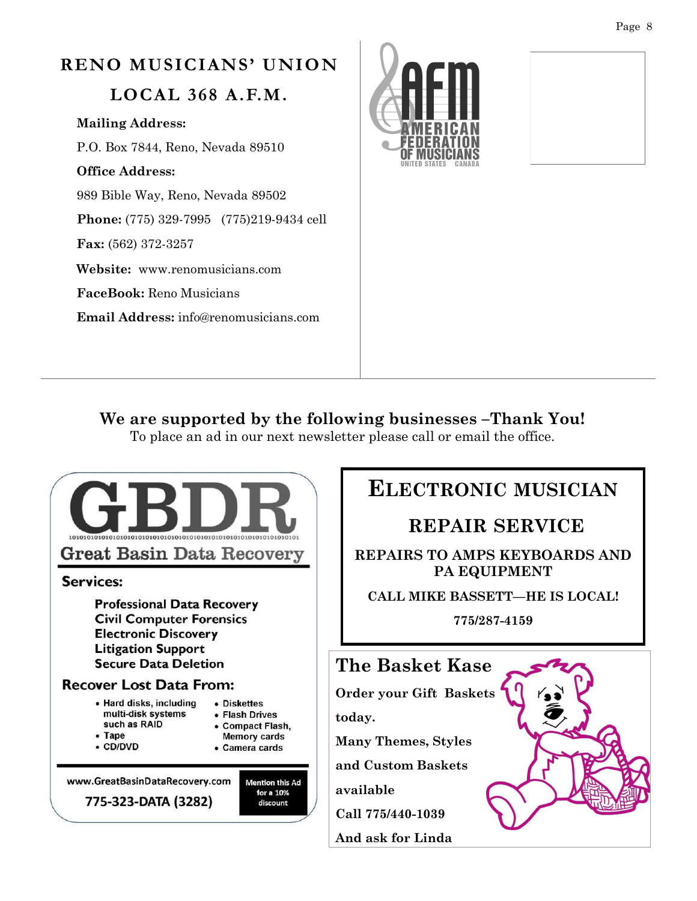# RENO MUSICIANS' UNION

## LOCAL 368 A.F.M.

**Mailing Address:**

P.O. Box 7844, Reno, Nevada 89510

**Office Address:**

989 Bible Way, Reno, Nevada 89502

**Phone:** (775) 329-7995 (775)219-9434 cell

**Fax:** (562) 372-3257

**Website:** www.renomusicians.com

**FaceBook:** Reno Musicians

**Email Address:** info@renomusicians.com

AFM
AMERICAN FEDERATION OF MUSICIANS
UNITED STATES CANADA

## We are supported by the following businesses –Thank You!

To place an ad in our next newsletter please call or email the office.

**GBDR**

**Great Basin Data Recovery**

**Services:**

- Professional Data Recovery
- Civil Computer Forensics
- Electronic Discovery
- Litigation Support
- Secure Data Deletion

**Recover Lost Data From:**

- Hard disks, including multi-disk systems such as RAID
- Tape
- CD/DVD
- Diskettes
- Flash Drives
- Compact Flash, Memory cards
- Camera cards

www.GreatBasinDataRecovery.com

775-323-DATA (3282)

Mention this Ad for a 10% discount

### ELECTRONIC MUSICIAN REPAIR SERVICE

**REPAIRS TO AMPS KEYBOARDS AND PA EQUIPMENT**

**CALL MIKE BASSETT—HE IS LOCAL!**

**775/287-4159**

### The Basket Kase

**Order your Gift Baskets today.**

**Many Themes, Styles and Custom Baskets available**

**Call 775/440-1039**

**And ask for Linda**